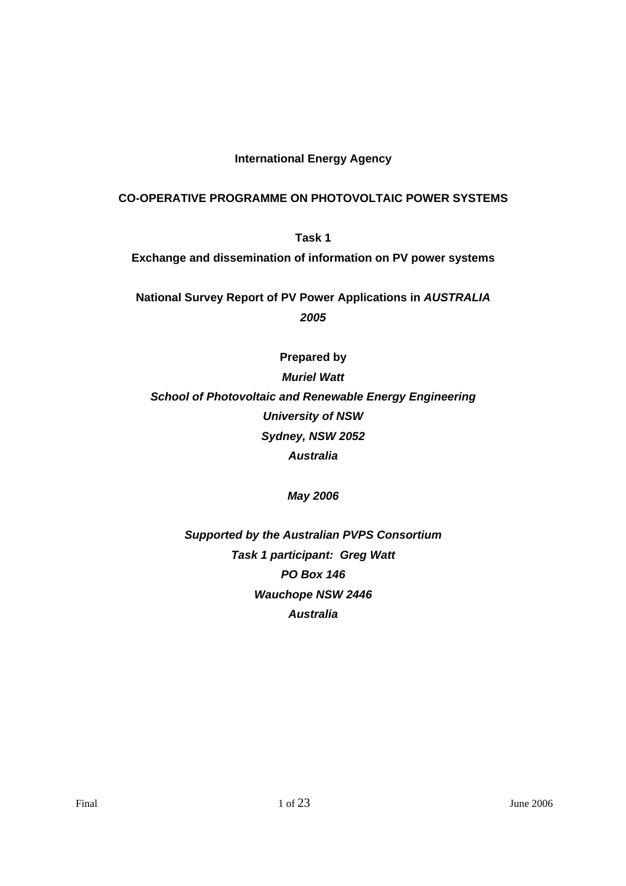**International Energy Agency**

**CO-OPERATIVE PROGRAMME ON PHOTOVOLTAIC POWER SYSTEMS**

**Task 1**

**Exchange and dissemination of information on PV power systems**

**National Survey Report of PV Power Applications in *AUSTRALIA***
***2005***

**Prepared by**

***Muriel Watt***

***School of Photovoltaic and Renewable Energy Engineering***

***University of NSW***

***Sydney, NSW 2052***

***Australia***

***May 2006***

***Supported by the Australian PVPS Consortium***

***Task 1 participant: Greg Watt***

***PO Box 146***

***Wauchope NSW 2446***

***Australia***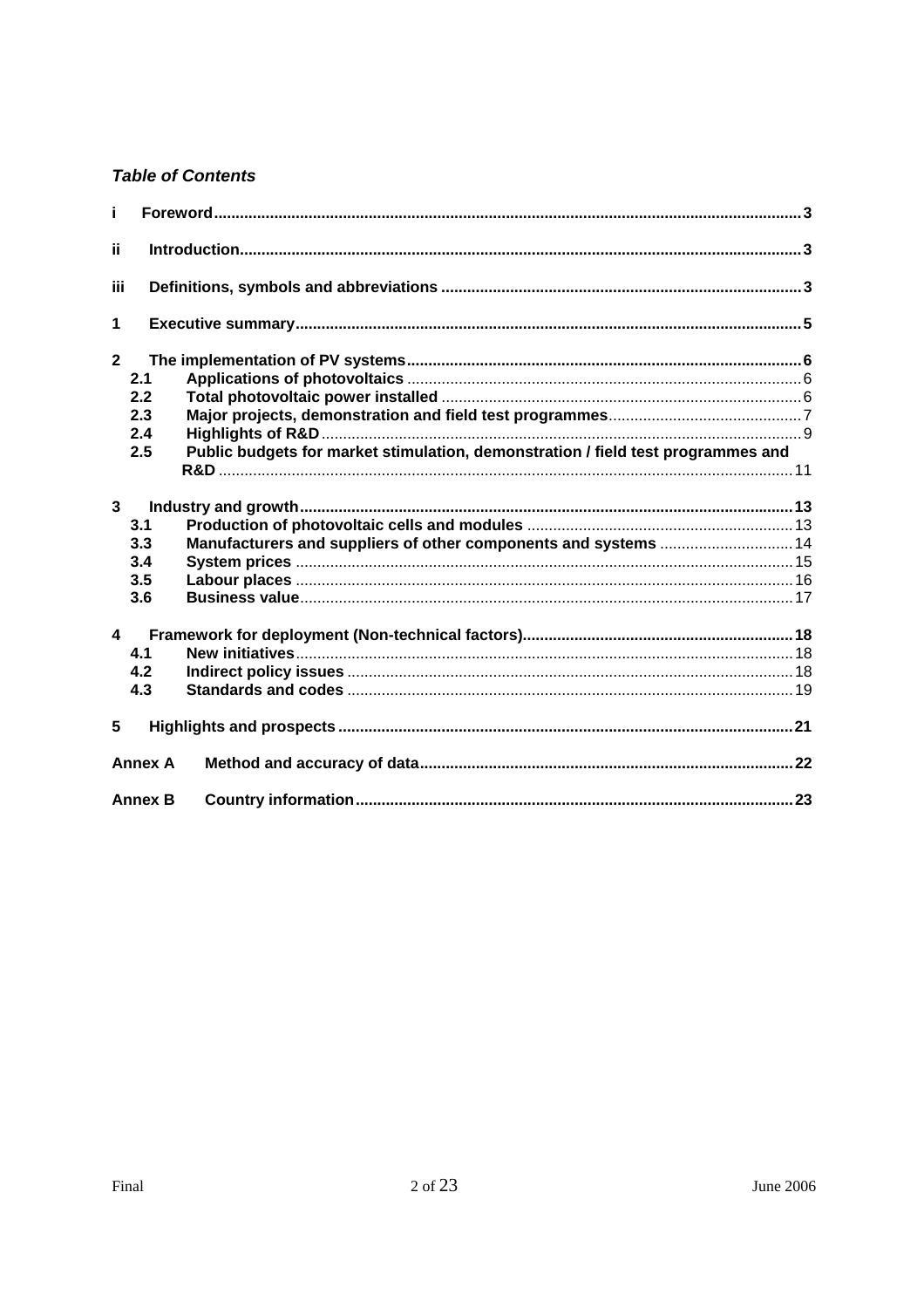***Table of Contents***

i Foreword ........ 3

ii Introduction ........ 3

iii Definitions, symbols and abbreviations ........ 3

1 Executive summary ........ 5

2 The implementation of PV systems ........ 6
- 2.1 Applications of photovoltaics ........ 6
- 2.2 Total photovoltaic power installed ........ 6
- 2.3 Major projects, demonstration and field test programmes ........ 7
- 2.4 Highlights of R&D ........ 9
- 2.5 Public budgets for market stimulation, demonstration / field test programmes and R&D ........ 11

3 Industry and growth ........ 13
- 3.1 Production of photovoltaic cells and modules ........ 13
- 3.3 Manufacturers and suppliers of other components and systems ........ 14
- 3.4 System prices ........ 15
- 3.5 Labour places ........ 16
- 3.6 Business value ........ 17

4 Framework for deployment (Non-technical factors) ........ 18
- 4.1 New initiatives ........ 18
- 4.2 Indirect policy issues ........ 18
- 4.3 Standards and codes ........ 19

5 Highlights and prospects ........ 21

Annex A Method and accuracy of data ........ 22

Annex B Country information ........ 23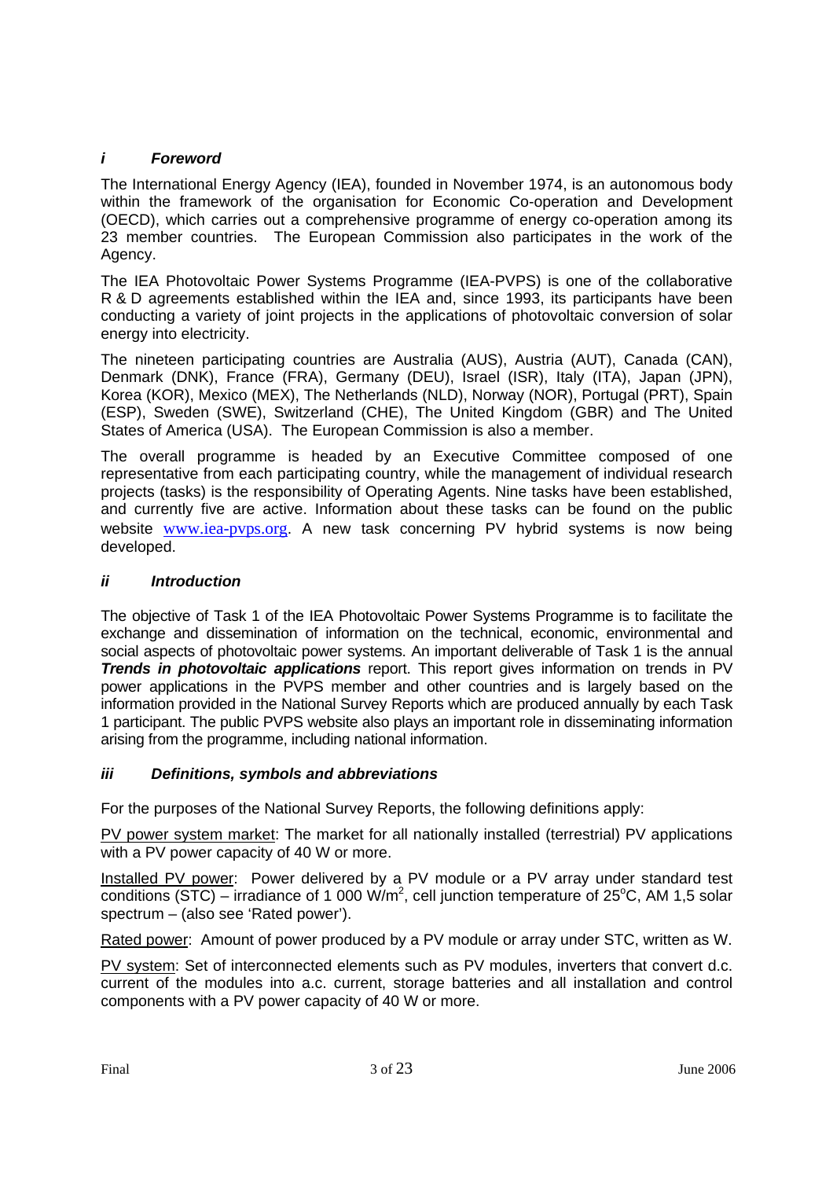## *i Foreword*

The International Energy Agency (IEA), founded in November 1974, is an autonomous body within the framework of the organisation for Economic Co-operation and Development (OECD), which carries out a comprehensive programme of energy co-operation among its 23 member countries. The European Commission also participates in the work of the Agency.

The IEA Photovoltaic Power Systems Programme (IEA-PVPS) is one of the collaborative R & D agreements established within the IEA and, since 1993, its participants have been conducting a variety of joint projects in the applications of photovoltaic conversion of solar energy into electricity.

The nineteen participating countries are Australia (AUS), Austria (AUT), Canada (CAN), Denmark (DNK), France (FRA), Germany (DEU), Israel (ISR), Italy (ITA), Japan (JPN), Korea (KOR), Mexico (MEX), The Netherlands (NLD), Norway (NOR), Portugal (PRT), Spain (ESP), Sweden (SWE), Switzerland (CHE), The United Kingdom (GBR) and The United States of America (USA). The European Commission is also a member.

The overall programme is headed by an Executive Committee composed of one representative from each participating country, while the management of individual research projects (tasks) is the responsibility of Operating Agents. Nine tasks have been established, and currently five are active. Information about these tasks can be found on the public website www.iea-pvps.org. A new task concerning PV hybrid systems is now being developed.

## *ii Introduction*

The objective of Task 1 of the IEA Photovoltaic Power Systems Programme is to facilitate the exchange and dissemination of information on the technical, economic, environmental and social aspects of photovoltaic power systems. An important deliverable of Task 1 is the annual ***Trends in photovoltaic applications*** report. This report gives information on trends in PV power applications in the PVPS member and other countries and is largely based on the information provided in the National Survey Reports which are produced annually by each Task 1 participant. The public PVPS website also plays an important role in disseminating information arising from the programme, including national information.

## *iii Definitions, symbols and abbreviations*

For the purposes of the National Survey Reports, the following definitions apply:

PV power system market: The market for all nationally installed (terrestrial) PV applications with a PV power capacity of 40 W or more.

Installed PV power: Power delivered by a PV module or a PV array under standard test conditions (STC) – irradiance of 1 000 W/m$^2$, cell junction temperature of 25$^o$C, AM 1,5 solar spectrum – (also see 'Rated power').

Rated power: Amount of power produced by a PV module or array under STC, written as W.

PV system: Set of interconnected elements such as PV modules, inverters that convert d.c. current of the modules into a.c. current, storage batteries and all installation and control components with a PV power capacity of 40 W or more.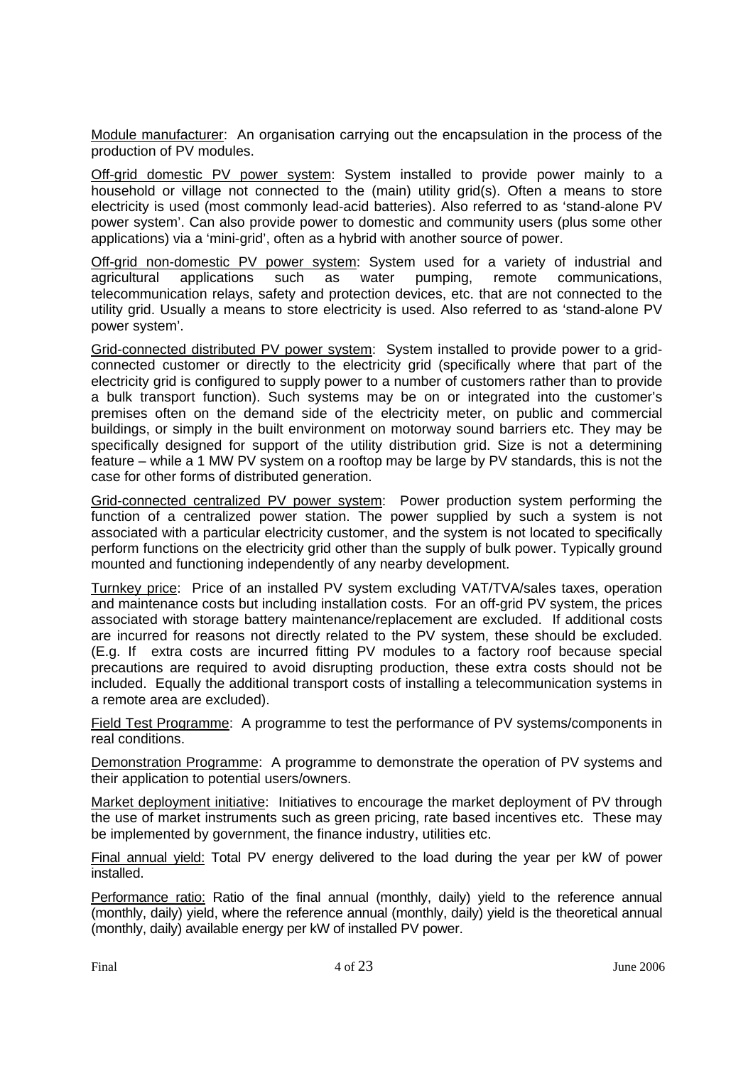<u>Module manufacturer</u>: An organisation carrying out the encapsulation in the process of the production of PV modules.

<u>Off-grid domestic PV power system</u>: System installed to provide power mainly to a household or village not connected to the (main) utility grid(s). Often a means to store electricity is used (most commonly lead-acid batteries). Also referred to as 'stand-alone PV power system'. Can also provide power to domestic and community users (plus some other applications) via a 'mini-grid', often as a hybrid with another source of power.

<u>Off-grid non-domestic PV power system</u>: System used for a variety of industrial and agricultural applications such as water pumping, remote communications, telecommunication relays, safety and protection devices, etc. that are not connected to the utility grid. Usually a means to store electricity is used. Also referred to as 'stand-alone PV power system'.

<u>Grid-connected distributed PV power system</u>: System installed to provide power to a grid-connected customer or directly to the electricity grid (specifically where that part of the electricity grid is configured to supply power to a number of customers rather than to provide a bulk transport function). Such systems may be on or integrated into the customer's premises often on the demand side of the electricity meter, on public and commercial buildings, or simply in the built environment on motorway sound barriers etc. They may be specifically designed for support of the utility distribution grid. Size is not a determining feature – while a 1 MW PV system on a rooftop may be large by PV standards, this is not the case for other forms of distributed generation.

<u>Grid-connected centralized PV power system</u>: Power production system performing the function of a centralized power station. The power supplied by such a system is not associated with a particular electricity customer, and the system is not located to specifically perform functions on the electricity grid other than the supply of bulk power. Typically ground mounted and functioning independently of any nearby development.

<u>Turnkey price</u>: Price of an installed PV system excluding VAT/TVA/sales taxes, operation and maintenance costs but including installation costs. For an off-grid PV system, the prices associated with storage battery maintenance/replacement are excluded. If additional costs are incurred for reasons not directly related to the PV system, these should be excluded. (E.g. If extra costs are incurred fitting PV modules to a factory roof because special precautions are required to avoid disrupting production, these extra costs should not be included. Equally the additional transport costs of installing a telecommunication systems in a remote area are excluded).

<u>Field Test Programme</u>: A programme to test the performance of PV systems/components in real conditions.

<u>Demonstration Programme</u>: A programme to demonstrate the operation of PV systems and their application to potential users/owners.

<u>Market deployment initiative</u>: Initiatives to encourage the market deployment of PV through the use of market instruments such as green pricing, rate based incentives etc. These may be implemented by government, the finance industry, utilities etc.

<u>Final annual yield:</u> Total PV energy delivered to the load during the year per kW of power installed.

<u>Performance ratio:</u> Ratio of the final annual (monthly, daily) yield to the reference annual (monthly, daily) yield, where the reference annual (monthly, daily) yield is the theoretical annual (monthly, daily) available energy per kW of installed PV power.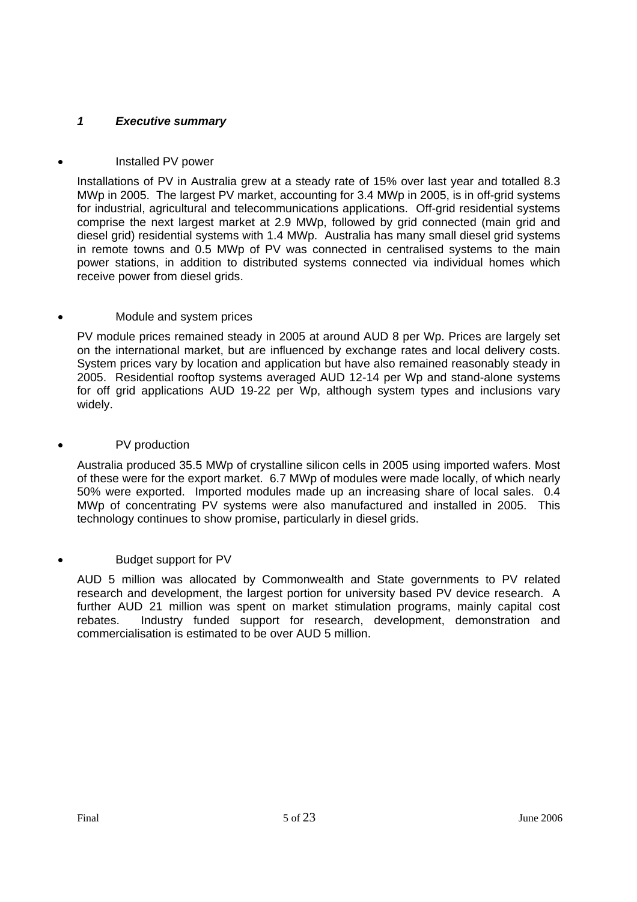## *1 Executive summary*

- Installed PV power

Installations of PV in Australia grew at a steady rate of 15% over last year and totalled 8.3 MWp in 2005. The largest PV market, accounting for 3.4 MWp in 2005, is in off-grid systems for industrial, agricultural and telecommunications applications. Off-grid residential systems comprise the next largest market at 2.9 MWp, followed by grid connected (main grid and diesel grid) residential systems with 1.4 MWp. Australia has many small diesel grid systems in remote towns and 0.5 MWp of PV was connected in centralised systems to the main power stations, in addition to distributed systems connected via individual homes which receive power from diesel grids.

- Module and system prices

PV module prices remained steady in 2005 at around AUD 8 per Wp. Prices are largely set on the international market, but are influenced by exchange rates and local delivery costs. System prices vary by location and application but have also remained reasonably steady in 2005. Residential rooftop systems averaged AUD 12-14 per Wp and stand-alone systems for off grid applications AUD 19-22 per Wp, although system types and inclusions vary widely.

- PV production

Australia produced 35.5 MWp of crystalline silicon cells in 2005 using imported wafers. Most of these were for the export market. 6.7 MWp of modules were made locally, of which nearly 50% were exported. Imported modules made up an increasing share of local sales. 0.4 MWp of concentrating PV systems were also manufactured and installed in 2005. This technology continues to show promise, particularly in diesel grids.

- Budget support for PV

AUD 5 million was allocated by Commonwealth and State governments to PV related research and development, the largest portion for university based PV device research. A further AUD 21 million was spent on market stimulation programs, mainly capital cost rebates. Industry funded support for research, development, demonstration and commercialisation is estimated to be over AUD 5 million.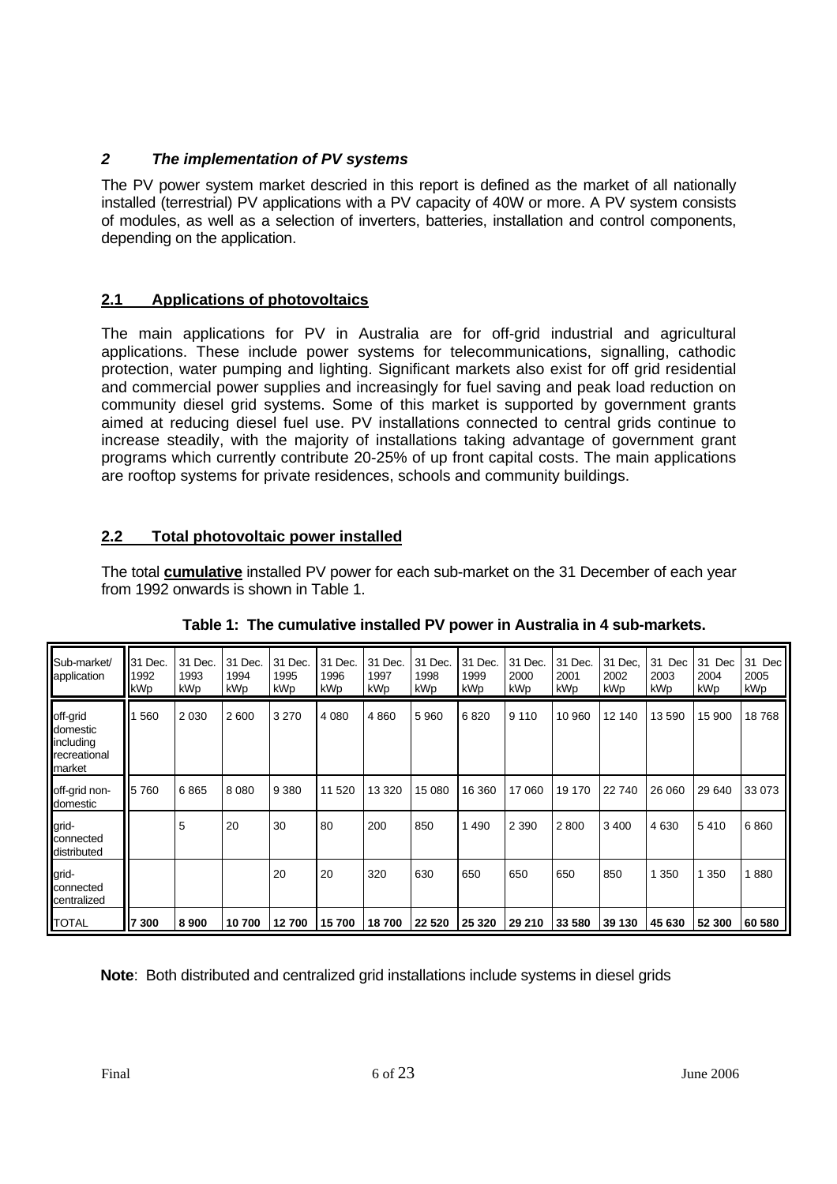## *2 The implementation of PV systems*

The PV power system market descried in this report is defined as the market of all nationally installed (terrestrial) PV applications with a PV capacity of 40W or more. A PV system consists of modules, as well as a selection of inverters, batteries, installation and control components, depending on the application.

### 2.1 Applications of photovoltaics

The main applications for PV in Australia are for off-grid industrial and agricultural applications. These include power systems for telecommunications, signalling, cathodic protection, water pumping and lighting. Significant markets also exist for off grid residential and commercial power supplies and increasingly for fuel saving and peak load reduction on community diesel grid systems. Some of this market is supported by government grants aimed at reducing diesel fuel use. PV installations connected to central grids continue to increase steadily, with the majority of installations taking advantage of government grant programs which currently contribute 20-25% of up front capital costs. The main applications are rooftop systems for private residences, schools and community buildings.

### 2.2 Total photovoltaic power installed

The total **cumulative** installed PV power for each sub-market on the 31 December of each year from 1992 onwards is shown in Table 1.

**Table 1: The cumulative installed PV power in Australia in 4 sub-markets.**

| Sub-market/ application | 31 Dec. 1992 kWp | 31 Dec. 1993 kWp | 31 Dec. 1994 kWp | 31 Dec. 1995 kWp | 31 Dec. 1996 kWp | 31 Dec. 1997 kWp | 31 Dec. 1998 kWp | 31 Dec. 1999 kWp | 31 Dec. 2000 kWp | 31 Dec. 2001 kWp | 31 Dec, 2002 kWp | 31 Dec 2003 kWp | 31 Dec 2004 kWp | 31 Dec 2005 kWp |
|---|---|---|---|---|---|---|---|---|---|---|---|---|---|---|
| off-grid domestic including recreational market | 1 560 | 2 030 | 2 600 | 3 270 | 4 080 | 4 860 | 5 960 | 6 820 | 9 110 | 10 960 | 12 140 | 13 590 | 15 900 | 18 768 |
| off-grid non-domestic | 5 760 | 6 865 | 8 080 | 9 380 | 11 520 | 13 320 | 15 080 | 16 360 | 17 060 | 19 170 | 22 740 | 26 060 | 29 640 | 33 073 |
| grid-connected distributed | | 5 | 20 | 30 | 80 | 200 | 850 | 1 490 | 2 390 | 2 800 | 3 400 | 4 630 | 5 410 | 6 860 |
| grid-connected centralized | | | | 20 | 20 | 320 | 630 | 650 | 650 | 650 | 850 | 1 350 | 1 350 | 1 880 |
| TOTAL | **7 300** | **8 900** | **10 700** | **12 700** | **15 700** | **18 700** | **22 520** | **25 320** | **29 210** | **33 580** | **39 130** | **45 630** | **52 300** | **60 580** |

**Note**: Both distributed and centralized grid installations include systems in diesel grids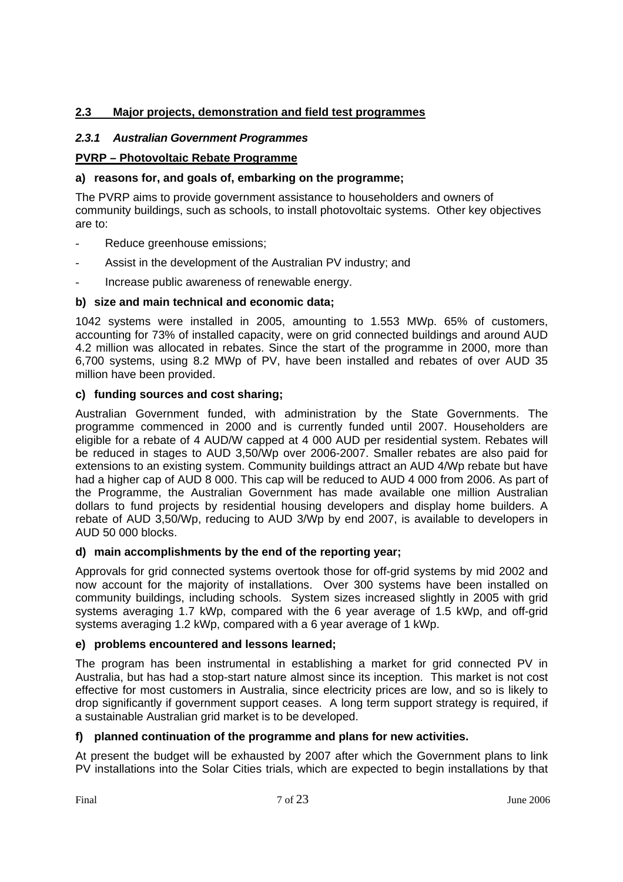## 2.3 Major projects, demonstration and field test programmes

### *2.3.1 Australian Government Programmes*

**PVRP – Photovoltaic Rebate Programme**

**a) reasons for, and goals of, embarking on the programme;**

The PVRP aims to provide government assistance to householders and owners of community buildings, such as schools, to install photovoltaic systems. Other key objectives are to:

- Reduce greenhouse emissions;
- Assist in the development of the Australian PV industry; and
- Increase public awareness of renewable energy.

**b) size and main technical and economic data;**

1042 systems were installed in 2005, amounting to 1.553 MWp. 65% of customers, accounting for 73% of installed capacity, were on grid connected buildings and around AUD 4.2 million was allocated in rebates. Since the start of the programme in 2000, more than 6,700 systems, using 8.2 MWp of PV, have been installed and rebates of over AUD 35 million have been provided.

**c) funding sources and cost sharing;**

Australian Government funded, with administration by the State Governments. The programme commenced in 2000 and is currently funded until 2007. Householders are eligible for a rebate of 4 AUD/W capped at 4 000 AUD per residential system. Rebates will be reduced in stages to AUD 3,50/Wp over 2006-2007. Smaller rebates are also paid for extensions to an existing system. Community buildings attract an AUD 4/Wp rebate but have had a higher cap of AUD 8 000. This cap will be reduced to AUD 4 000 from 2006. As part of the Programme, the Australian Government has made available one million Australian dollars to fund projects by residential housing developers and display home builders. A rebate of AUD 3,50/Wp, reducing to AUD 3/Wp by end 2007, is available to developers in AUD 50 000 blocks.

**d) main accomplishments by the end of the reporting year;**

Approvals for grid connected systems overtook those for off-grid systems by mid 2002 and now account for the majority of installations. Over 300 systems have been installed on community buildings, including schools. System sizes increased slightly in 2005 with grid systems averaging 1.7 kWp, compared with the 6 year average of 1.5 kWp, and off-grid systems averaging 1.2 kWp, compared with a 6 year average of 1 kWp.

**e) problems encountered and lessons learned;**

The program has been instrumental in establishing a market for grid connected PV in Australia, but has had a stop-start nature almost since its inception. This market is not cost effective for most customers in Australia, since electricity prices are low, and so is likely to drop significantly if government support ceases. A long term support strategy is required, if a sustainable Australian grid market is to be developed.

**f) planned continuation of the programme and plans for new activities.**

At present the budget will be exhausted by 2007 after which the Government plans to link PV installations into the Solar Cities trials, which are expected to begin installations by that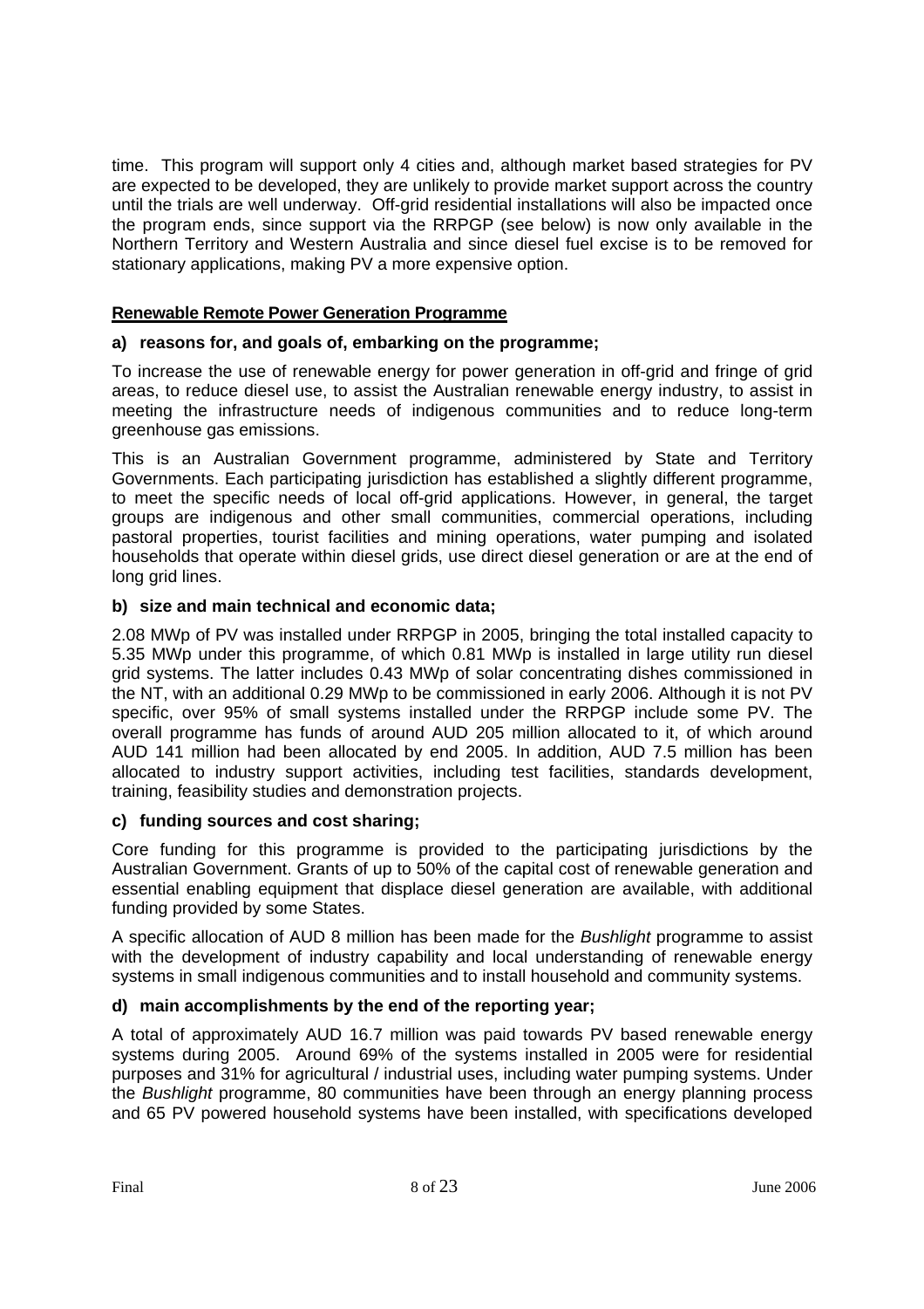time. This program will support only 4 cities and, although market based strategies for PV are expected to be developed, they are unlikely to provide market support across the country until the trials are well underway. Off-grid residential installations will also be impacted once the program ends, since support via the RRPGP (see below) is now only available in the Northern Territory and Western Australia and since diesel fuel excise is to be removed for stationary applications, making PV a more expensive option.

**Renewable Remote Power Generation Programme**

**a) reasons for, and goals of, embarking on the programme;**

To increase the use of renewable energy for power generation in off-grid and fringe of grid areas, to reduce diesel use, to assist the Australian renewable energy industry, to assist in meeting the infrastructure needs of indigenous communities and to reduce long-term greenhouse gas emissions.

This is an Australian Government programme, administered by State and Territory Governments. Each participating jurisdiction has established a slightly different programme, to meet the specific needs of local off-grid applications. However, in general, the target groups are indigenous and other small communities, commercial operations, including pastoral properties, tourist facilities and mining operations, water pumping and isolated households that operate within diesel grids, use direct diesel generation or are at the end of long grid lines.

**b) size and main technical and economic data;**

2.08 MWp of PV was installed under RRPGP in 2005, bringing the total installed capacity to 5.35 MWp under this programme, of which 0.81 MWp is installed in large utility run diesel grid systems. The latter includes 0.43 MWp of solar concentrating dishes commissioned in the NT, with an additional 0.29 MWp to be commissioned in early 2006. Although it is not PV specific, over 95% of small systems installed under the RRPGP include some PV. The overall programme has funds of around AUD 205 million allocated to it, of which around AUD 141 million had been allocated by end 2005. In addition, AUD 7.5 million has been allocated to industry support activities, including test facilities, standards development, training, feasibility studies and demonstration projects.

**c) funding sources and cost sharing;**

Core funding for this programme is provided to the participating jurisdictions by the Australian Government. Grants of up to 50% of the capital cost of renewable generation and essential enabling equipment that displace diesel generation are available, with additional funding provided by some States.

A specific allocation of AUD 8 million has been made for the *Bushlight* programme to assist with the development of industry capability and local understanding of renewable energy systems in small indigenous communities and to install household and community systems.

**d) main accomplishments by the end of the reporting year;**

A total of approximately AUD 16.7 million was paid towards PV based renewable energy systems during 2005. Around 69% of the systems installed in 2005 were for residential purposes and 31% for agricultural / industrial uses, including water pumping systems. Under the *Bushlight* programme, 80 communities have been through an energy planning process and 65 PV powered household systems have been installed, with specifications developed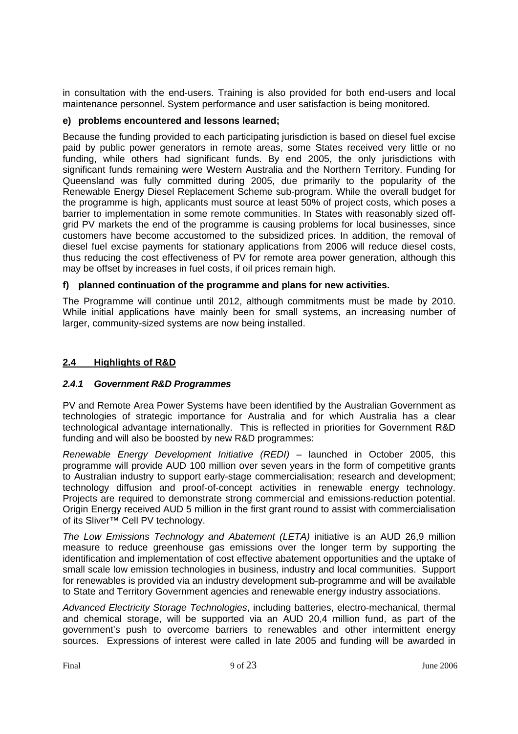in consultation with the end-users. Training is also provided for both end-users and local maintenance personnel. System performance and user satisfaction is being monitored.

**e) problems encountered and lessons learned;**

Because the funding provided to each participating jurisdiction is based on diesel fuel excise paid by public power generators in remote areas, some States received very little or no funding, while others had significant funds. By end 2005, the only jurisdictions with significant funds remaining were Western Australia and the Northern Territory. Funding for Queensland was fully committed during 2005, due primarily to the popularity of the Renewable Energy Diesel Replacement Scheme sub-program. While the overall budget for the programme is high, applicants must source at least 50% of project costs, which poses a barrier to implementation in some remote communities. In States with reasonably sized off-grid PV markets the end of the programme is causing problems for local businesses, since customers have become accustomed to the subsidized prices. In addition, the removal of diesel fuel excise payments for stationary applications from 2006 will reduce diesel costs, thus reducing the cost effectiveness of PV for remote area power generation, although this may be offset by increases in fuel costs, if oil prices remain high.

**f) planned continuation of the programme and plans for new activities.**

The Programme will continue until 2012, although commitments must be made by 2010. While initial applications have mainly been for small systems, an increasing number of larger, community-sized systems are now being installed.

## 2.4 Highlights of R&D

### *2.4.1 Government R&D Programmes*

PV and Remote Area Power Systems have been identified by the Australian Government as technologies of strategic importance for Australia and for which Australia has a clear technological advantage internationally. This is reflected in priorities for Government R&D funding and will also be boosted by new R&D programmes:

*Renewable Energy Development Initiative (REDI)* – launched in October 2005, this programme will provide AUD 100 million over seven years in the form of competitive grants to Australian industry to support early-stage commercialisation; research and development; technology diffusion and proof-of-concept activities in renewable energy technology. Projects are required to demonstrate strong commercial and emissions-reduction potential. Origin Energy received AUD 5 million in the first grant round to assist with commercialisation of its Sliver™ Cell PV technology.

*The Low Emissions Technology and Abatement (LETA)* initiative is an AUD 26,9 million measure to reduce greenhouse gas emissions over the longer term by supporting the identification and implementation of cost effective abatement opportunities and the uptake of small scale low emission technologies in business, industry and local communities. Support for renewables is provided via an industry development sub-programme and will be available to State and Territory Government agencies and renewable energy industry associations.

*Advanced Electricity Storage Technologies*, including batteries, electro-mechanical, thermal and chemical storage, will be supported via an AUD 20,4 million fund, as part of the government's push to overcome barriers to renewables and other intermittent energy sources. Expressions of interest were called in late 2005 and funding will be awarded in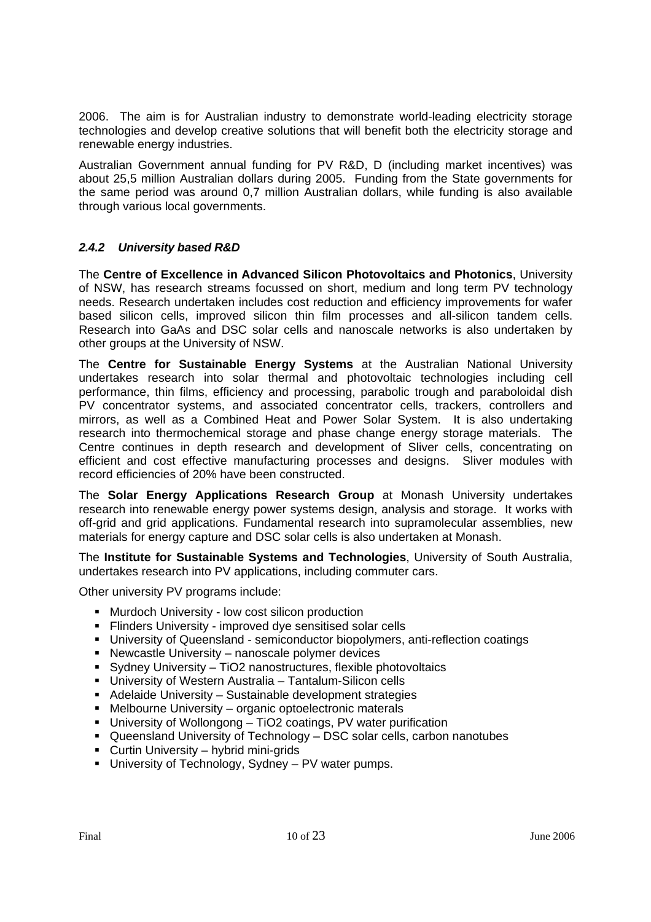2006. The aim is for Australian industry to demonstrate world-leading electricity storage technologies and develop creative solutions that will benefit both the electricity storage and renewable energy industries.

Australian Government annual funding for PV R&D, D (including market incentives) was about 25,5 million Australian dollars during 2005. Funding from the State governments for the same period was around 0,7 million Australian dollars, while funding is also available through various local governments.

### *2.4.2 University based R&D*

The **Centre of Excellence in Advanced Silicon Photovoltaics and Photonics**, University of NSW, has research streams focussed on short, medium and long term PV technology needs. Research undertaken includes cost reduction and efficiency improvements for wafer based silicon cells, improved silicon thin film processes and all-silicon tandem cells. Research into GaAs and DSC solar cells and nanoscale networks is also undertaken by other groups at the University of NSW.

The **Centre for Sustainable Energy Systems** at the Australian National University undertakes research into solar thermal and photovoltaic technologies including cell performance, thin films, efficiency and processing, parabolic trough and paraboloidal dish PV concentrator systems, and associated concentrator cells, trackers, controllers and mirrors, as well as a Combined Heat and Power Solar System. It is also undertaking research into thermochemical storage and phase change energy storage materials. The Centre continues in depth research and development of Sliver cells, concentrating on efficient and cost effective manufacturing processes and designs. Sliver modules with record efficiencies of 20% have been constructed.

The **Solar Energy Applications Research Group** at Monash University undertakes research into renewable energy power systems design, analysis and storage. It works with off-grid and grid applications. Fundamental research into supramolecular assemblies, new materials for energy capture and DSC solar cells is also undertaken at Monash.

The **Institute for Sustainable Systems and Technologies**, University of South Australia, undertakes research into PV applications, including commuter cars.

Other university PV programs include:

- Murdoch University - low cost silicon production
- Flinders University - improved dye sensitised solar cells
- University of Queensland - semiconductor biopolymers, anti-reflection coatings
- Newcastle University – nanoscale polymer devices
- Sydney University – $TiO_2$ nanostructures, flexible photovoltaics
- University of Western Australia – Tantalum-Silicon cells
- Adelaide University – Sustainable development strategies
- Melbourne University – organic optoelectronic materals
- University of Wollongong – $TiO_2$ coatings, PV water purification
- Queensland University of Technology – DSC solar cells, carbon nanotubes
- Curtin University – hybrid mini-grids
- University of Technology, Sydney – PV water pumps.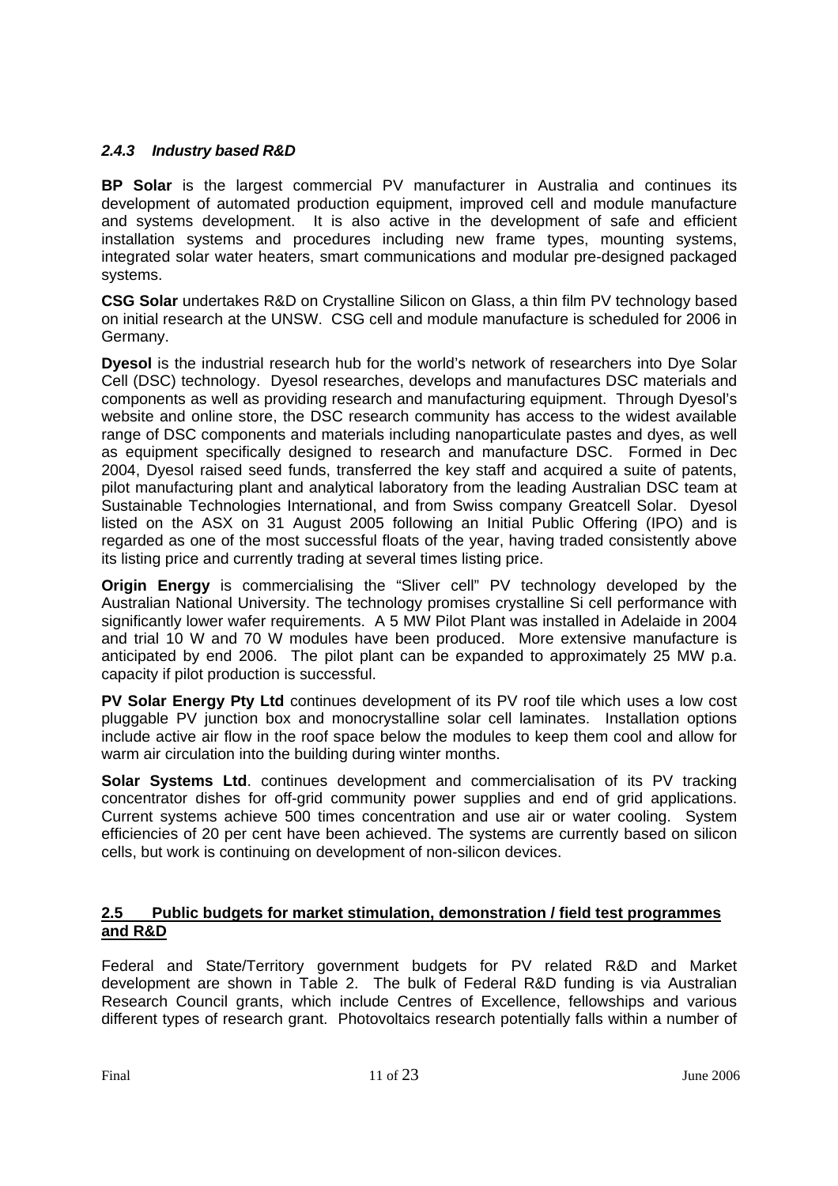### *2.4.3 Industry based R&D*

**BP Solar** is the largest commercial PV manufacturer in Australia and continues its development of automated production equipment, improved cell and module manufacture and systems development. It is also active in the development of safe and efficient installation systems and procedures including new frame types, mounting systems, integrated solar water heaters, smart communications and modular pre-designed packaged systems.

**CSG Solar** undertakes R&D on Crystalline Silicon on Glass, a thin film PV technology based on initial research at the UNSW. CSG cell and module manufacture is scheduled for 2006 in Germany.

**Dyesol** is the industrial research hub for the world's network of researchers into Dye Solar Cell (DSC) technology. Dyesol researches, develops and manufactures DSC materials and components as well as providing research and manufacturing equipment. Through Dyesol's website and online store, the DSC research community has access to the widest available range of DSC components and materials including nanoparticulate pastes and dyes, as well as equipment specifically designed to research and manufacture DSC. Formed in Dec 2004, Dyesol raised seed funds, transferred the key staff and acquired a suite of patents, pilot manufacturing plant and analytical laboratory from the leading Australian DSC team at Sustainable Technologies International, and from Swiss company Greatcell Solar. Dyesol listed on the ASX on 31 August 2005 following an Initial Public Offering (IPO) and is regarded as one of the most successful floats of the year, having traded consistently above its listing price and currently trading at several times listing price.

**Origin Energy** is commercialising the "Sliver cell" PV technology developed by the Australian National University. The technology promises crystalline Si cell performance with significantly lower wafer requirements. A 5 MW Pilot Plant was installed in Adelaide in 2004 and trial 10 W and 70 W modules have been produced. More extensive manufacture is anticipated by end 2006. The pilot plant can be expanded to approximately 25 MW p.a. capacity if pilot production is successful.

**PV Solar Energy Pty Ltd** continues development of its PV roof tile which uses a low cost pluggable PV junction box and monocrystalline solar cell laminates. Installation options include active air flow in the roof space below the modules to keep them cool and allow for warm air circulation into the building during winter months.

**Solar Systems Ltd**. continues development and commercialisation of its PV tracking concentrator dishes for off-grid community power supplies and end of grid applications. Current systems achieve 500 times concentration and use air or water cooling. System efficiencies of 20 per cent have been achieved. The systems are currently based on silicon cells, but work is continuing on development of non-silicon devices.

## 2.5 Public budgets for market stimulation, demonstration / field test programmes and R&D

Federal and State/Territory government budgets for PV related R&D and Market development are shown in Table 2. The bulk of Federal R&D funding is via Australian Research Council grants, which include Centres of Excellence, fellowships and various different types of research grant. Photovoltaics research potentially falls within a number of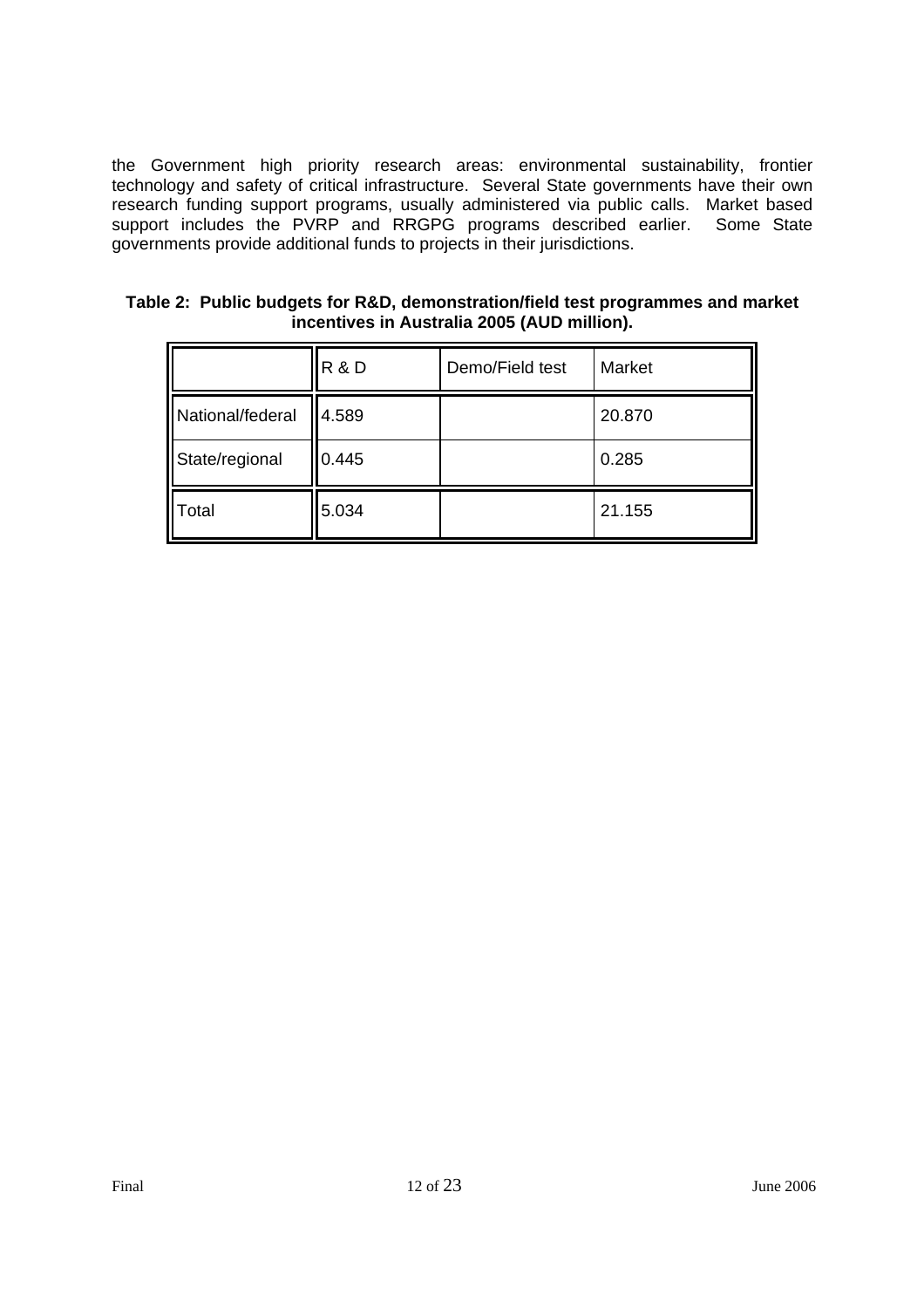the Government high priority research areas: environmental sustainability, frontier technology and safety of critical infrastructure. Several State governments have their own research funding support programs, usually administered via public calls. Market based support includes the PVRP and RRGPG programs described earlier. Some State governments provide additional funds to projects in their jurisdictions.

**Table 2: Public budgets for R&D, demonstration/field test programmes and market incentives in Australia 2005 (AUD million).**

| | R & D | Demo/Field test | Market |
|---|---|---|---|
| National/federal | 4.589 | | 20.870 |
| State/regional | 0.445 | | 0.285 |
| Total | 5.034 | | 21.155 |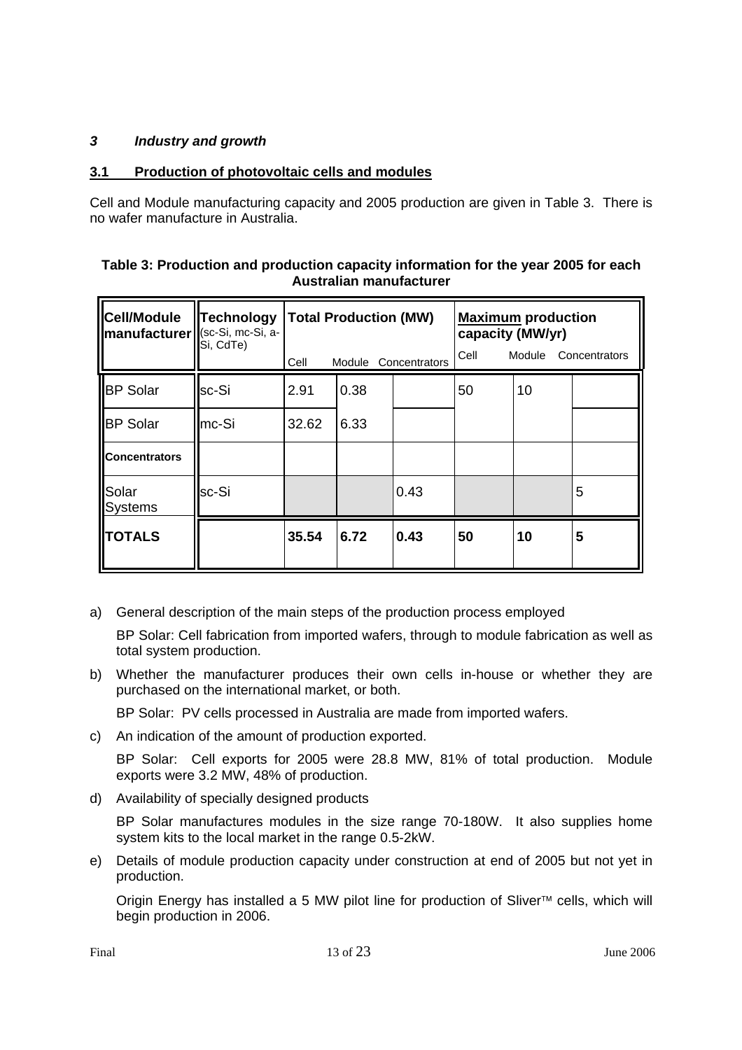### *3 Industry and growth*

#### 3.1 Production of photovoltaic cells and modules

Cell and Module manufacturing capacity and 2005 production are given in Table 3. There is no wafer manufacture in Australia.

**Table 3: Production and production capacity information for the year 2005 for each Australian manufacturer**

| Cell/Module manufacturer | Technology (sc-Si, mc-Si, a-Si, CdTe) | Total Production (MW) | | | Maximum production capacity (MW/yr) | | |
|---|---|---|---|---|---|---|---|
| | | Cell | Module | Concentrators | Cell | Module | Concentrators |
| BP Solar | sc-Si | 2.91 | 0.38 | | 50 | 10 | |
| BP Solar | mc-Si | 32.62 | 6.33 | | | | |
| **Concentrators** | | | | | | | |
| Solar Systems | sc-Si | | | 0.43 | | | 5 |
| **TOTALS** | | **35.54** | **6.72** | **0.43** | **50** | **10** | **5** |

a) General description of the main steps of the production process employed

   BP Solar: Cell fabrication from imported wafers, through to module fabrication as well as total system production.

b) Whether the manufacturer produces their own cells in-house or whether they are purchased on the international market, or both.

   BP Solar: PV cells processed in Australia are made from imported wafers.

c) An indication of the amount of production exported.

   BP Solar: Cell exports for 2005 were 28.8 MW, 81% of total production. Module exports were 3.2 MW, 48% of production.

d) Availability of specially designed products

   BP Solar manufactures modules in the size range 70-180W. It also supplies home system kits to the local market in the range 0.5-2kW.

e) Details of module production capacity under construction at end of 2005 but not yet in production.

   Origin Energy has installed a 5 MW pilot line for production of Sliver™ cells, which will begin production in 2006.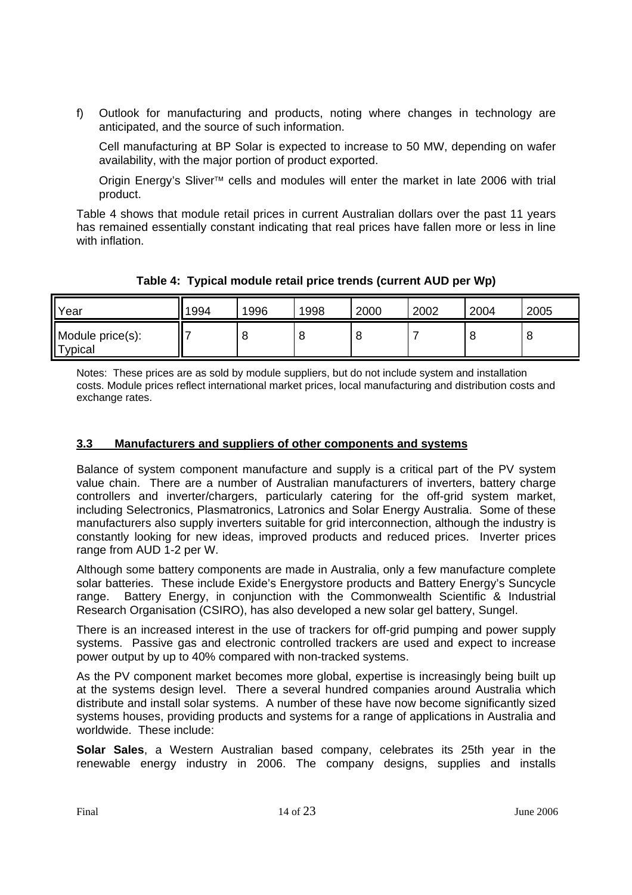f) Outlook for manufacturing and products, noting where changes in technology are anticipated, and the source of such information.

Cell manufacturing at BP Solar is expected to increase to 50 MW, depending on wafer availability, with the major portion of product exported.

Origin Energy's Sliver™ cells and modules will enter the market in late 2006 with trial product.

Table 4 shows that module retail prices in current Australian dollars over the past 11 years has remained essentially constant indicating that real prices have fallen more or less in line with inflation.

**Table 4: Typical module retail price trends (current AUD per Wp)**

| Year | 1994 | 1996 | 1998 | 2000 | 2002 | 2004 | 2005 |
|---|---|---|---|---|---|---|---|
| Module price(s): Typical | 7 | 8 | 8 | 8 | 7 | 8 | 8 |

Notes: These prices are as sold by module suppliers, but do not include system and installation costs. Module prices reflect international market prices, local manufacturing and distribution costs and exchange rates.

## 3.3 Manufacturers and suppliers of other components and systems

Balance of system component manufacture and supply is a critical part of the PV system value chain. There are a number of Australian manufacturers of inverters, battery charge controllers and inverter/chargers, particularly catering for the off-grid system market, including Selectronics, Plasmatronics, Latronics and Solar Energy Australia. Some of these manufacturers also supply inverters suitable for grid interconnection, although the industry is constantly looking for new ideas, improved products and reduced prices. Inverter prices range from AUD 1-2 per W.

Although some battery components are made in Australia, only a few manufacture complete solar batteries. These include Exide's Energystore products and Battery Energy's Suncycle range. Battery Energy, in conjunction with the Commonwealth Scientific & Industrial Research Organisation (CSIRO), has also developed a new solar gel battery, Sungel.

There is an increased interest in the use of trackers for off-grid pumping and power supply systems. Passive gas and electronic controlled trackers are used and expect to increase power output by up to 40% compared with non-tracked systems.

As the PV component market becomes more global, expertise is increasingly being built up at the systems design level. There a several hundred companies around Australia which distribute and install solar systems. A number of these have now become significantly sized systems houses, providing products and systems for a range of applications in Australia and worldwide. These include:

**Solar Sales**, a Western Australian based company, celebrates its 25th year in the renewable energy industry in 2006. The company designs, supplies and installs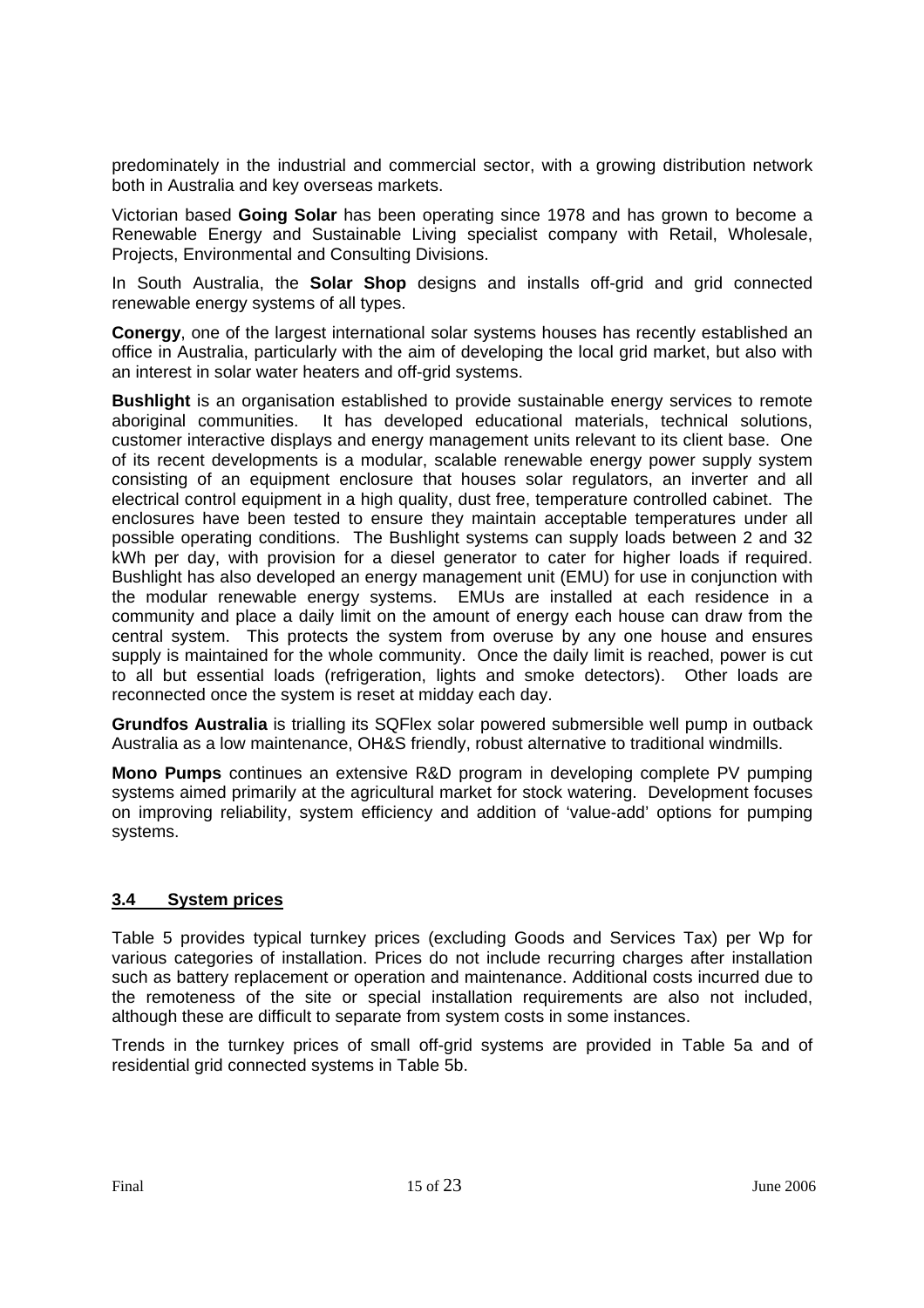predominately in the industrial and commercial sector, with a growing distribution network both in Australia and key overseas markets.

Victorian based **Going Solar** has been operating since 1978 and has grown to become a Renewable Energy and Sustainable Living specialist company with Retail, Wholesale, Projects, Environmental and Consulting Divisions.

In South Australia, the **Solar Shop** designs and installs off-grid and grid connected renewable energy systems of all types.

**Conergy**, one of the largest international solar systems houses has recently established an office in Australia, particularly with the aim of developing the local grid market, but also with an interest in solar water heaters and off-grid systems.

**Bushlight** is an organisation established to provide sustainable energy services to remote aboriginal communities. It has developed educational materials, technical solutions, customer interactive displays and energy management units relevant to its client base. One of its recent developments is a modular, scalable renewable energy power supply system consisting of an equipment enclosure that houses solar regulators, an inverter and all electrical control equipment in a high quality, dust free, temperature controlled cabinet. The enclosures have been tested to ensure they maintain acceptable temperatures under all possible operating conditions. The Bushlight systems can supply loads between 2 and 32 kWh per day, with provision for a diesel generator to cater for higher loads if required. Bushlight has also developed an energy management unit (EMU) for use in conjunction with the modular renewable energy systems. EMUs are installed at each residence in a community and place a daily limit on the amount of energy each house can draw from the central system. This protects the system from overuse by any one house and ensures supply is maintained for the whole community. Once the daily limit is reached, power is cut to all but essential loads (refrigeration, lights and smoke detectors). Other loads are reconnected once the system is reset at midday each day.

**Grundfos Australia** is trialling its SQFlex solar powered submersible well pump in outback Australia as a low maintenance, OH&S friendly, robust alternative to traditional windmills.

**Mono Pumps** continues an extensive R&D program in developing complete PV pumping systems aimed primarily at the agricultural market for stock watering. Development focuses on improving reliability, system efficiency and addition of 'value-add' options for pumping systems.

### 3.4 System prices

Table 5 provides typical turnkey prices (excluding Goods and Services Tax) per Wp for various categories of installation. Prices do not include recurring charges after installation such as battery replacement or operation and maintenance. Additional costs incurred due to the remoteness of the site or special installation requirements are also not included, although these are difficult to separate from system costs in some instances.

Trends in the turnkey prices of small off-grid systems are provided in Table 5a and of residential grid connected systems in Table 5b.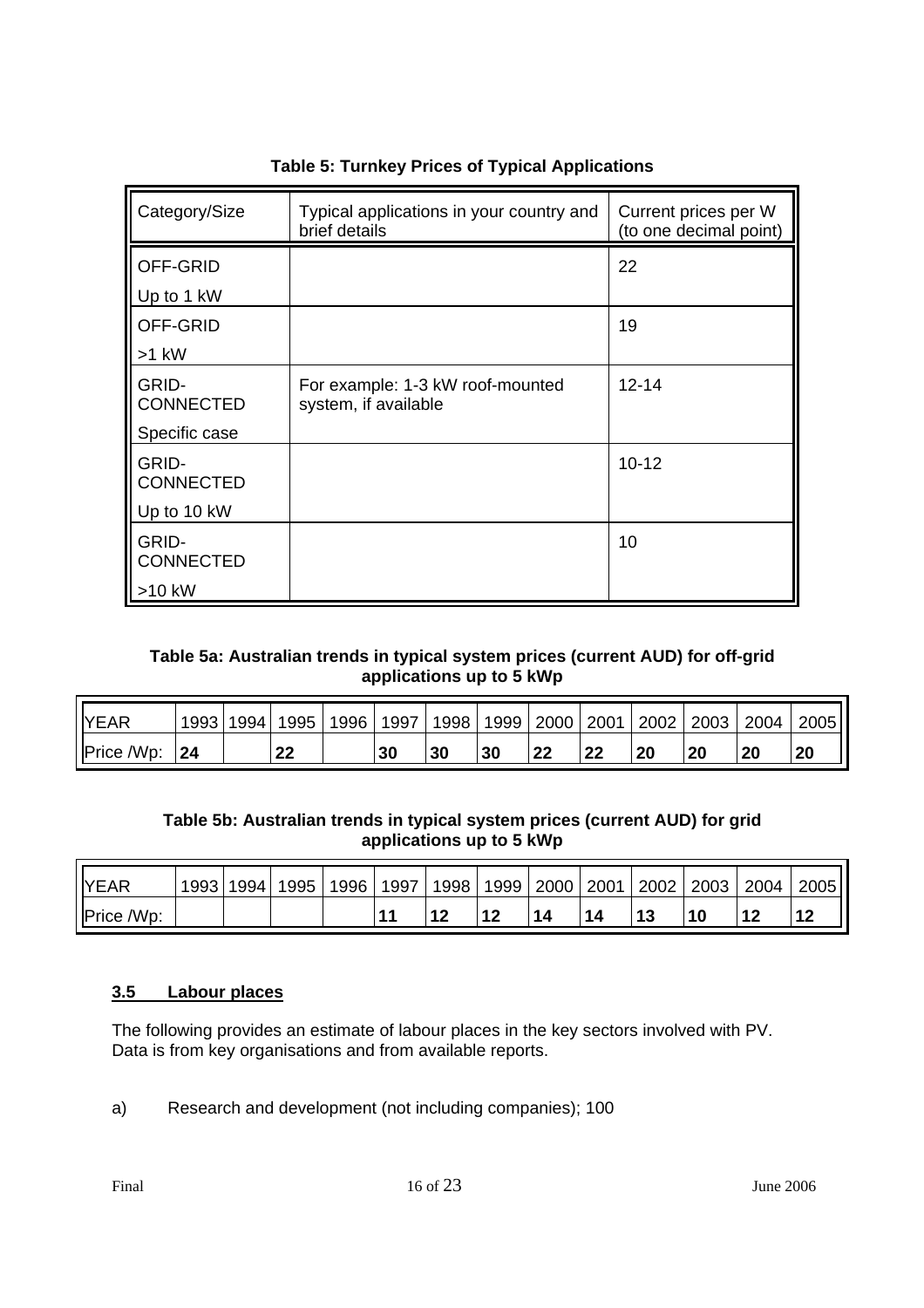**Table 5: Turnkey Prices of Typical Applications**

| Category/Size | Typical applications in your country and brief details | Current prices per W (to one decimal point) |
|---|---|---|
| OFF-GRID<br>Up to 1 kW | | 22 |
| OFF-GRID<br>>1 kW | | 19 |
| GRID-CONNECTED<br>Specific case | For example: 1-3 kW roof-mounted system, if available | 12-14 |
| GRID-CONNECTED<br>Up to 10 kW | | 10-12 |
| GRID-CONNECTED<br>>10 kW | | 10 |

**Table 5a: Australian trends in typical system prices (current AUD) for off-grid applications up to 5 kWp**

| YEAR | 1993 | 1994 | 1995 | 1996 | 1997 | 1998 | 1999 | 2000 | 2001 | 2002 | 2003 | 2004 | 2005 |
|---|---|---|---|---|---|---|---|---|---|---|---|---|---|
| Price /Wp: | **24** | | **22** | | **30** | **30** | **30** | **22** | **22** | **20** | **20** | **20** | **20** |

**Table 5b: Australian trends in typical system prices (current AUD) for grid applications up to 5 kWp**

| YEAR | 1993 | 1994 | 1995 | 1996 | 1997 | 1998 | 1999 | 2000 | 2001 | 2002 | 2003 | 2004 | 2005 |
|---|---|---|---|---|---|---|---|---|---|---|---|---|---|
| Price /Wp: | | | | | **11** | **12** | **12** | **14** | **14** | **13** | **10** | **12** | **12** |

### 3.5 Labour places

The following provides an estimate of labour places in the key sectors involved with PV. Data is from key organisations and from available reports.

a) Research and development (not including companies); 100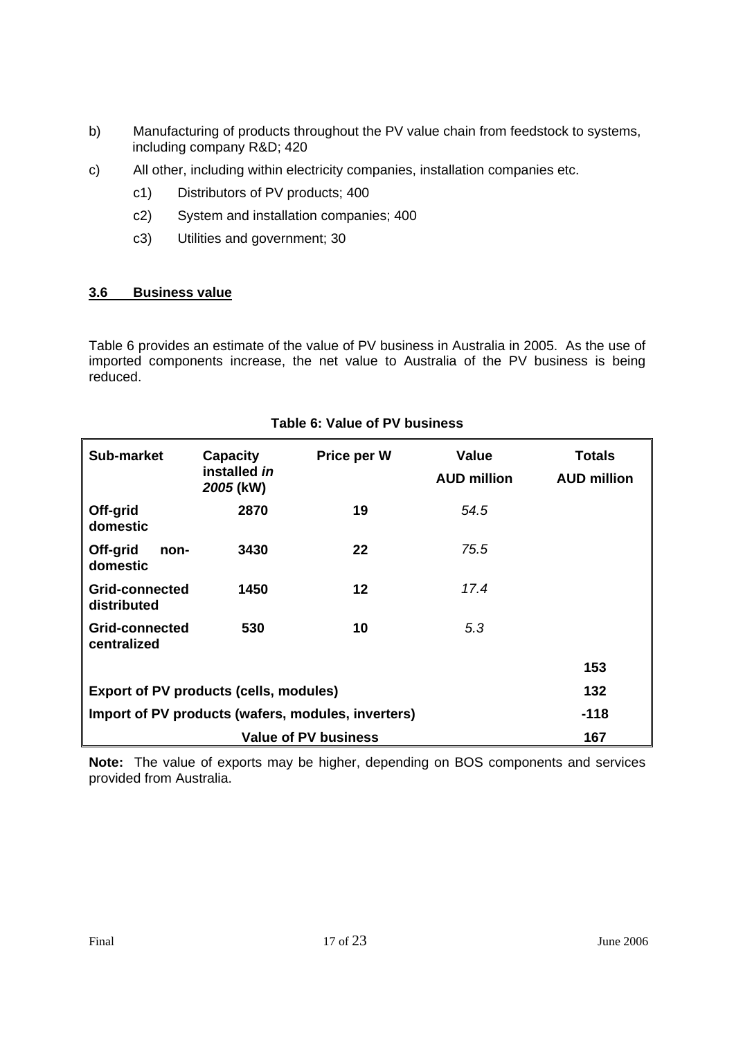b) Manufacturing of products throughout the PV value chain from feedstock to systems, including company R&D; 420

c) All other, including within electricity companies, installation companies etc.

   c1) Distributors of PV products; 400

   c2) System and installation companies; 400

   c3) Utilities and government; 30

### 3.6 Business value

Table 6 provides an estimate of the value of PV business in Australia in 2005. As the use of imported components increase, the net value to Australia of the PV business is being reduced.

**Table 6: Value of PV business**

| Sub-market | Capacity installed *in 2005* (kW) | Price per W | Value AUD million | Totals AUD million |
|---|---|---|---|---|
| **Off-grid domestic** | **2870** | **19** | *54.5* | |
| **Off-grid non-domestic** | **3430** | **22** | *75.5* | |
| **Grid-connected distributed** | **1450** | **12** | *17.4* | |
| **Grid-connected centralized** | **530** | **10** | *5.3* | |
| | | | | **153** |
| **Export of PV products (cells, modules)** | | | | **132** |
| **Import of PV products (wafers, modules, inverters)** | | | | **-118** |
| **Value of PV business** | | | | **167** |

**Note:** The value of exports may be higher, depending on BOS components and services provided from Australia.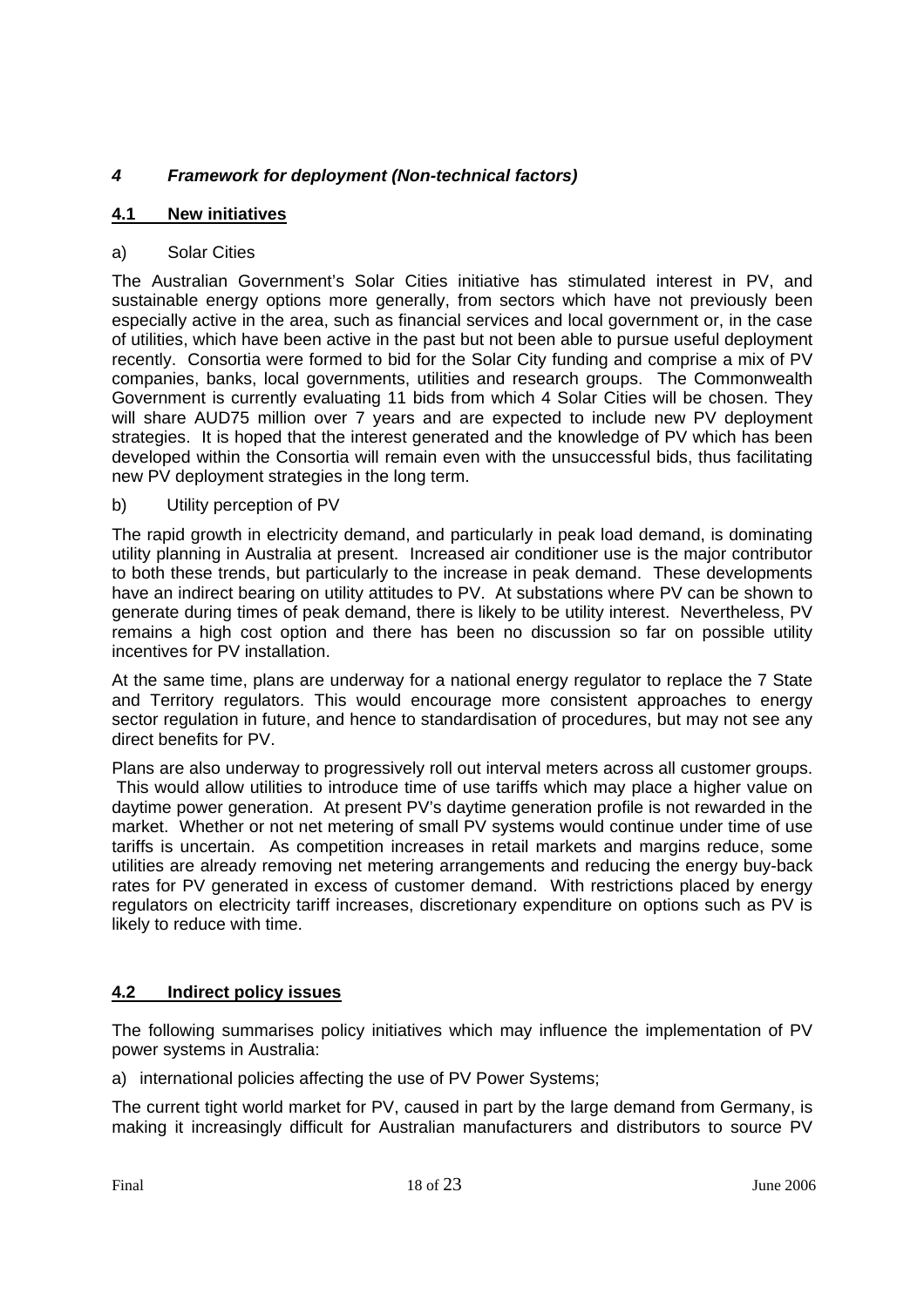## *4 Framework for deployment (Non-technical factors)*

### 4.1 New initiatives

a) Solar Cities

The Australian Government's Solar Cities initiative has stimulated interest in PV, and sustainable energy options more generally, from sectors which have not previously been especially active in the area, such as financial services and local government or, in the case of utilities, which have been active in the past but not been able to pursue useful deployment recently. Consortia were formed to bid for the Solar City funding and comprise a mix of PV companies, banks, local governments, utilities and research groups. The Commonwealth Government is currently evaluating 11 bids from which 4 Solar Cities will be chosen. They will share AUD75 million over 7 years and are expected to include new PV deployment strategies. It is hoped that the interest generated and the knowledge of PV which has been developed within the Consortia will remain even with the unsuccessful bids, thus facilitating new PV deployment strategies in the long term.

b) Utility perception of PV

The rapid growth in electricity demand, and particularly in peak load demand, is dominating utility planning in Australia at present. Increased air conditioner use is the major contributor to both these trends, but particularly to the increase in peak demand. These developments have an indirect bearing on utility attitudes to PV. At substations where PV can be shown to generate during times of peak demand, there is likely to be utility interest. Nevertheless, PV remains a high cost option and there has been no discussion so far on possible utility incentives for PV installation.

At the same time, plans are underway for a national energy regulator to replace the 7 State and Territory regulators. This would encourage more consistent approaches to energy sector regulation in future, and hence to standardisation of procedures, but may not see any direct benefits for PV.

Plans are also underway to progressively roll out interval meters across all customer groups. This would allow utilities to introduce time of use tariffs which may place a higher value on daytime power generation. At present PV's daytime generation profile is not rewarded in the market. Whether or not net metering of small PV systems would continue under time of use tariffs is uncertain. As competition increases in retail markets and margins reduce, some utilities are already removing net metering arrangements and reducing the energy buy-back rates for PV generated in excess of customer demand. With restrictions placed by energy regulators on electricity tariff increases, discretionary expenditure on options such as PV is likely to reduce with time.

### 4.2 Indirect policy issues

The following summarises policy initiatives which may influence the implementation of PV power systems in Australia:

a) international policies affecting the use of PV Power Systems;

The current tight world market for PV, caused in part by the large demand from Germany, is making it increasingly difficult for Australian manufacturers and distributors to source PV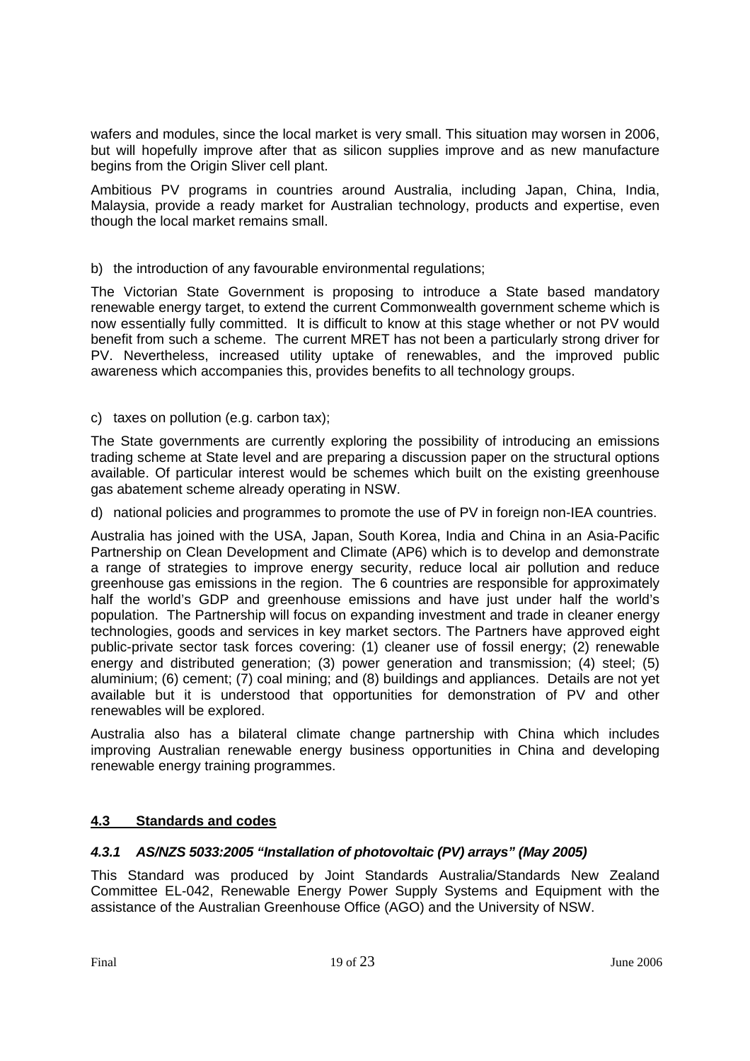wafers and modules, since the local market is very small. This situation may worsen in 2006, but will hopefully improve after that as silicon supplies improve and as new manufacture begins from the Origin Sliver cell plant.

Ambitious PV programs in countries around Australia, including Japan, China, India, Malaysia, provide a ready market for Australian technology, products and expertise, even though the local market remains small.

b) the introduction of any favourable environmental regulations;

The Victorian State Government is proposing to introduce a State based mandatory renewable energy target, to extend the current Commonwealth government scheme which is now essentially fully committed. It is difficult to know at this stage whether or not PV would benefit from such a scheme. The current MRET has not been a particularly strong driver for PV. Nevertheless, increased utility uptake of renewables, and the improved public awareness which accompanies this, provides benefits to all technology groups.

c) taxes on pollution (e.g. carbon tax);

The State governments are currently exploring the possibility of introducing an emissions trading scheme at State level and are preparing a discussion paper on the structural options available. Of particular interest would be schemes which built on the existing greenhouse gas abatement scheme already operating in NSW.

d) national policies and programmes to promote the use of PV in foreign non-IEA countries.

Australia has joined with the USA, Japan, South Korea, India and China in an Asia-Pacific Partnership on Clean Development and Climate (AP6) which is to develop and demonstrate a range of strategies to improve energy security, reduce local air pollution and reduce greenhouse gas emissions in the region. The 6 countries are responsible for approximately half the world's GDP and greenhouse emissions and have just under half the world's population. The Partnership will focus on expanding investment and trade in cleaner energy technologies, goods and services in key market sectors. The Partners have approved eight public-private sector task forces covering: (1) cleaner use of fossil energy; (2) renewable energy and distributed generation; (3) power generation and transmission; (4) steel; (5) aluminium; (6) cement; (7) coal mining; and (8) buildings and appliances. Details are not yet available but it is understood that opportunities for demonstration of PV and other renewables will be explored.

Australia also has a bilateral climate change partnership with China which includes improving Australian renewable energy business opportunities in China and developing renewable energy training programmes.

## 4.3 Standards and codes

### *4.3.1 AS/NZS 5033:2005 "Installation of photovoltaic (PV) arrays" (May 2005)*

This Standard was produced by Joint Standards Australia/Standards New Zealand Committee EL-042, Renewable Energy Power Supply Systems and Equipment with the assistance of the Australian Greenhouse Office (AGO) and the University of NSW.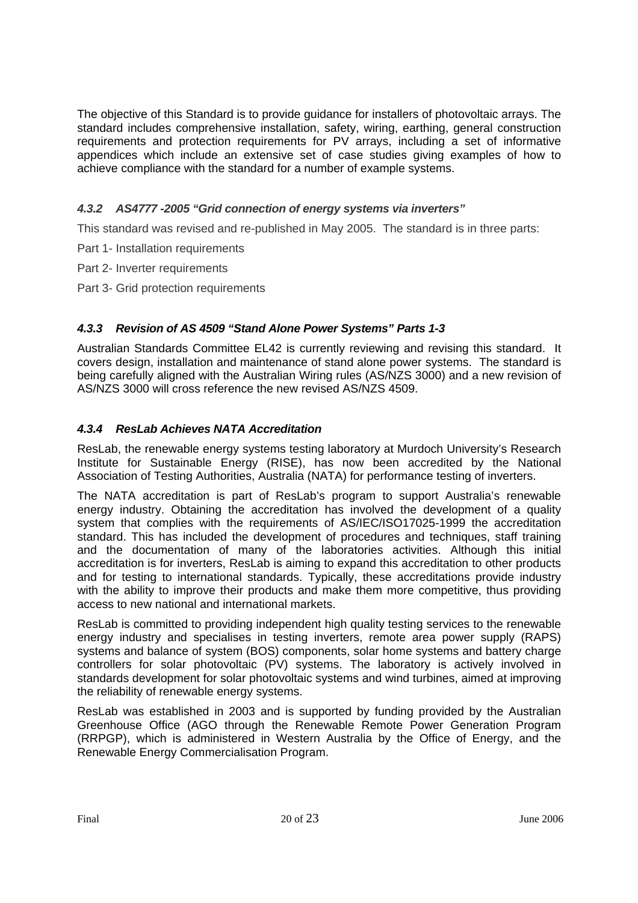The objective of this Standard is to provide guidance for installers of photovoltaic arrays. The standard includes comprehensive installation, safety, wiring, earthing, general construction requirements and protection requirements for PV arrays, including a set of informative appendices which include an extensive set of case studies giving examples of how to achieve compliance with the standard for a number of example systems.

### *4.3.2 AS4777 -2005 "Grid connection of energy systems via inverters"*

This standard was revised and re-published in May 2005. The standard is in three parts:

Part 1- Installation requirements

Part 2- Inverter requirements

Part 3- Grid protection requirements

### *4.3.3 Revision of AS 4509 "Stand Alone Power Systems" Parts 1-3*

Australian Standards Committee EL42 is currently reviewing and revising this standard. It covers design, installation and maintenance of stand alone power systems. The standard is being carefully aligned with the Australian Wiring rules (AS/NZS 3000) and a new revision of AS/NZS 3000 will cross reference the new revised AS/NZS 4509.

### *4.3.4 ResLab Achieves NATA Accreditation*

ResLab, the renewable energy systems testing laboratory at Murdoch University's Research Institute for Sustainable Energy (RISE), has now been accredited by the National Association of Testing Authorities, Australia (NATA) for performance testing of inverters.

The NATA accreditation is part of ResLab's program to support Australia's renewable energy industry. Obtaining the accreditation has involved the development of a quality system that complies with the requirements of AS/IEC/ISO17025-1999 the accreditation standard. This has included the development of procedures and techniques, staff training and the documentation of many of the laboratories activities. Although this initial accreditation is for inverters, ResLab is aiming to expand this accreditation to other products and for testing to international standards. Typically, these accreditations provide industry with the ability to improve their products and make them more competitive, thus providing access to new national and international markets.

ResLab is committed to providing independent high quality testing services to the renewable energy industry and specialises in testing inverters, remote area power supply (RAPS) systems and balance of system (BOS) components, solar home systems and battery charge controllers for solar photovoltaic (PV) systems. The laboratory is actively involved in standards development for solar photovoltaic systems and wind turbines, aimed at improving the reliability of renewable energy systems.

ResLab was established in 2003 and is supported by funding provided by the Australian Greenhouse Office (AGO through the Renewable Remote Power Generation Program (RRPGP), which is administered in Western Australia by the Office of Energy, and the Renewable Energy Commercialisation Program.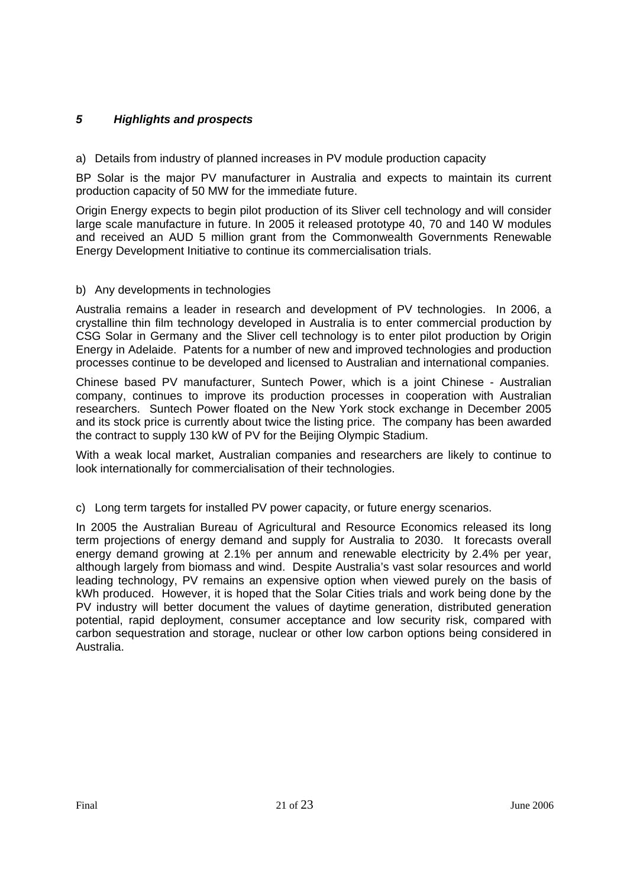## *5 Highlights and prospects*

a) Details from industry of planned increases in PV module production capacity

BP Solar is the major PV manufacturer in Australia and expects to maintain its current production capacity of 50 MW for the immediate future.

Origin Energy expects to begin pilot production of its Sliver cell technology and will consider large scale manufacture in future. In 2005 it released prototype 40, 70 and 140 W modules and received an AUD 5 million grant from the Commonwealth Governments Renewable Energy Development Initiative to continue its commercialisation trials.

b) Any developments in technologies

Australia remains a leader in research and development of PV technologies. In 2006, a crystalline thin film technology developed in Australia is to enter commercial production by CSG Solar in Germany and the Sliver cell technology is to enter pilot production by Origin Energy in Adelaide. Patents for a number of new and improved technologies and production processes continue to be developed and licensed to Australian and international companies.

Chinese based PV manufacturer, Suntech Power, which is a joint Chinese - Australian company, continues to improve its production processes in cooperation with Australian researchers. Suntech Power floated on the New York stock exchange in December 2005 and its stock price is currently about twice the listing price. The company has been awarded the contract to supply 130 kW of PV for the Beijing Olympic Stadium.

With a weak local market, Australian companies and researchers are likely to continue to look internationally for commercialisation of their technologies.

c) Long term targets for installed PV power capacity, or future energy scenarios.

In 2005 the Australian Bureau of Agricultural and Resource Economics released its long term projections of energy demand and supply for Australia to 2030. It forecasts overall energy demand growing at 2.1% per annum and renewable electricity by 2.4% per year, although largely from biomass and wind. Despite Australia's vast solar resources and world leading technology, PV remains an expensive option when viewed purely on the basis of kWh produced. However, it is hoped that the Solar Cities trials and work being done by the PV industry will better document the values of daytime generation, distributed generation potential, rapid deployment, consumer acceptance and low security risk, compared with carbon sequestration and storage, nuclear or other low carbon options being considered in Australia.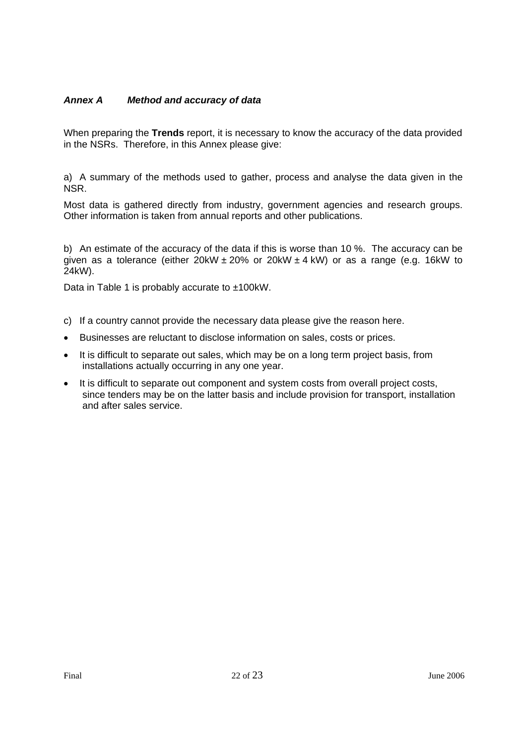## *Annex A Method and accuracy of data*

When preparing the **Trends** report, it is necessary to know the accuracy of the data provided in the NSRs. Therefore, in this Annex please give:

a) A summary of the methods used to gather, process and analyse the data given in the NSR.

Most data is gathered directly from industry, government agencies and research groups. Other information is taken from annual reports and other publications.

b) An estimate of the accuracy of the data if this is worse than 10 %. The accuracy can be given as a tolerance (either 20kW ± 20% or 20kW ± 4 kW) or as a range (e.g. 16kW to 24kW).

Data in Table 1 is probably accurate to ±100kW.

c) If a country cannot provide the necessary data please give the reason here.

- Businesses are reluctant to disclose information on sales, costs or prices.
- It is difficult to separate out sales, which may be on a long term project basis, from installations actually occurring in any one year.
- It is difficult to separate out component and system costs from overall project costs, since tenders may be on the latter basis and include provision for transport, installation and after sales service.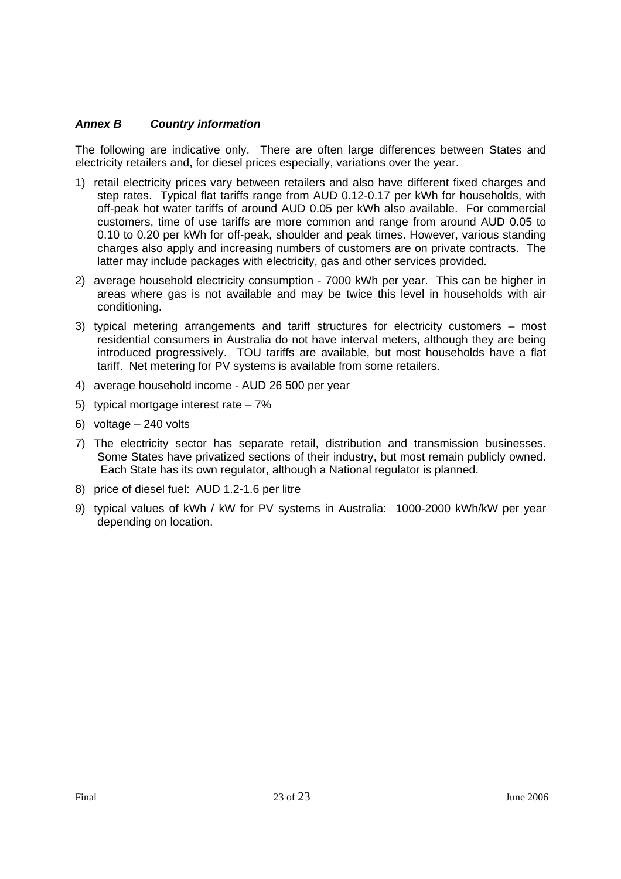***Annex B Country information***

The following are indicative only. There are often large differences between States and electricity retailers and, for diesel prices especially, variations over the year.

1) retail electricity prices vary between retailers and also have different fixed charges and step rates. Typical flat tariffs range from AUD 0.12-0.17 per kWh for households, with off-peak hot water tariffs of around AUD 0.05 per kWh also available. For commercial customers, time of use tariffs are more common and range from around AUD 0.05 to 0.10 to 0.20 per kWh for off-peak, shoulder and peak times. However, various standing charges also apply and increasing numbers of customers are on private contracts. The latter may include packages with electricity, gas and other services provided.
2) average household electricity consumption - 7000 kWh per year. This can be higher in areas where gas is not available and may be twice this level in households with air conditioning.
3) typical metering arrangements and tariff structures for electricity customers – most residential consumers in Australia do not have interval meters, although they are being introduced progressively. TOU tariffs are available, but most households have a flat tariff. Net metering for PV systems is available from some retailers.
4) average household income - AUD 26 500 per year
5) typical mortgage interest rate – 7%
6) voltage – 240 volts
7) The electricity sector has separate retail, distribution and transmission businesses. Some States have privatized sections of their industry, but most remain publicly owned. Each State has its own regulator, although a National regulator is planned.
8) price of diesel fuel: AUD 1.2-1.6 per litre
9) typical values of kWh / kW for PV systems in Australia: 1000-2000 kWh/kW per year depending on location.